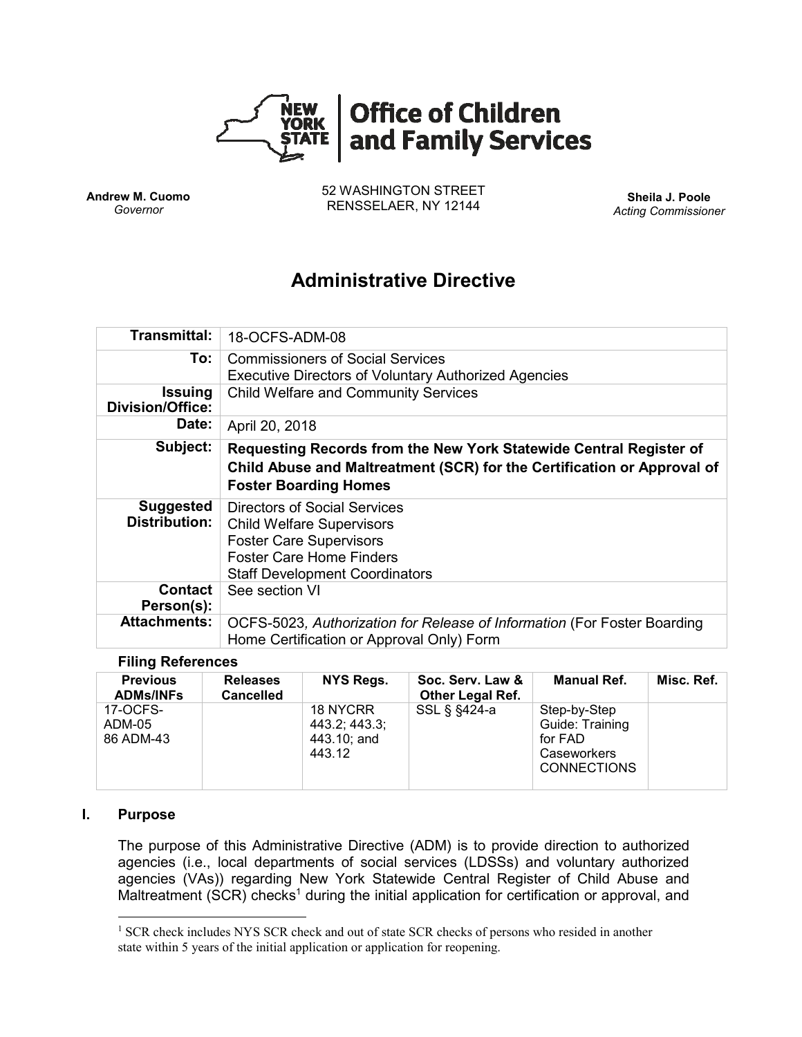# Office of Children and Family Services

**Andrew M. Cuomo**
*Governor*

52 WASHINGTON STREET
RENSSELAER, NY 12144

**Sheila J. Poole**
*Acting Commissioner*

## Administrative Directive

| | |
|---|---|
| **Transmittal:** | 18-OCFS-ADM-08 |
| **To:** | Commissioners of Social Services<br>Executive Directors of Voluntary Authorized Agencies |
| **Issuing Division/Office:** | Child Welfare and Community Services |
| **Date:** | April 20, 2018 |
| **Subject:** | **Requesting Records from the New York Statewide Central Register of Child Abuse and Maltreatment (SCR) for the Certification or Approval of Foster Boarding Homes** |
| **Suggested Distribution:** | Directors of Social Services<br>Child Welfare Supervisors<br>Foster Care Supervisors<br>Foster Care Home Finders<br>Staff Development Coordinators |
| **Contact Person(s):** | See section VI |
| **Attachments:** | OCFS-5023*, Authorization for Release of Information* (For Foster Boarding Home Certification or Approval Only) Form |

**Filing References**

| Previous ADMs/INFs | Releases Cancelled | NYS Regs. | Soc. Serv. Law & Other Legal Ref. | Manual Ref. | Misc. Ref. |
|---|---|---|---|---|---|
| 17-OCFS-ADM-05<br>86 ADM-43 | | 18 NYCRR 443.2; 443.3; 443.10; and 443.12 | SSL § §424-a | Step-by-Step Guide: Training for FAD Caseworkers CONNECTIONS | |

### I. Purpose

The purpose of this Administrative Directive (ADM) is to provide direction to authorized agencies (i.e., local departments of social services (LDSSs) and voluntary authorized agencies (VAs)) regarding New York Statewide Central Register of Child Abuse and Maltreatment (SCR) checks[1] during the initial application for certification or approval, and

[1] SCR check includes NYS SCR check and out of state SCR checks of persons who resided in another state within 5 years of the initial application or application for reopening.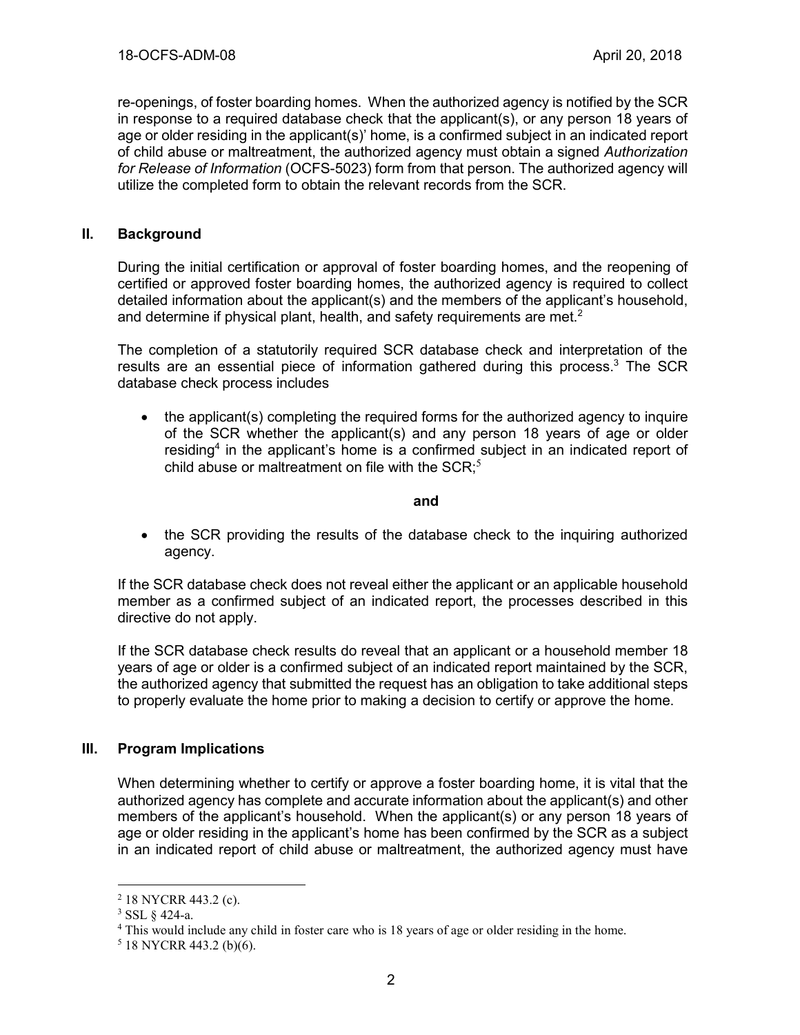re-openings, of foster boarding homes. When the authorized agency is notified by the SCR in response to a required database check that the applicant(s), or any person 18 years of age or older residing in the applicant(s)' home, is a confirmed subject in an indicated report of child abuse or maltreatment, the authorized agency must obtain a signed *Authorization for Release of Information* (OCFS-5023) form from that person. The authorized agency will utilize the completed form to obtain the relevant records from the SCR.

## II. Background

During the initial certification or approval of foster boarding homes, and the reopening of certified or approved foster boarding homes, the authorized agency is required to collect detailed information about the applicant(s) and the members of the applicant's household, and determine if physical plant, health, and safety requirements are met.[2]

The completion of a statutorily required SCR database check and interpretation of the results are an essential piece of information gathered during this process.[3] The SCR database check process includes

- the applicant(s) completing the required forms for the authorized agency to inquire of the SCR whether the applicant(s) and any person 18 years of age or older residing[4] in the applicant's home is a confirmed subject in an indicated report of child abuse or maltreatment on file with the SCR;[5]

**and**

- the SCR providing the results of the database check to the inquiring authorized agency.

If the SCR database check does not reveal either the applicant or an applicable household member as a confirmed subject of an indicated report, the processes described in this directive do not apply.

If the SCR database check results do reveal that an applicant or a household member 18 years of age or older is a confirmed subject of an indicated report maintained by the SCR, the authorized agency that submitted the request has an obligation to take additional steps to properly evaluate the home prior to making a decision to certify or approve the home.

## III. Program Implications

When determining whether to certify or approve a foster boarding home, it is vital that the authorized agency has complete and accurate information about the applicant(s) and other members of the applicant's household. When the applicant(s) or any person 18 years of age or older residing in the applicant's home has been confirmed by the SCR as a subject in an indicated report of child abuse or maltreatment, the authorized agency must have

---

[2] 18 NYCRR 443.2 (c).

[3] SSL § 424-a.

[4] This would include any child in foster care who is 18 years of age or older residing in the home.

[5] 18 NYCRR 443.2 (b)(6).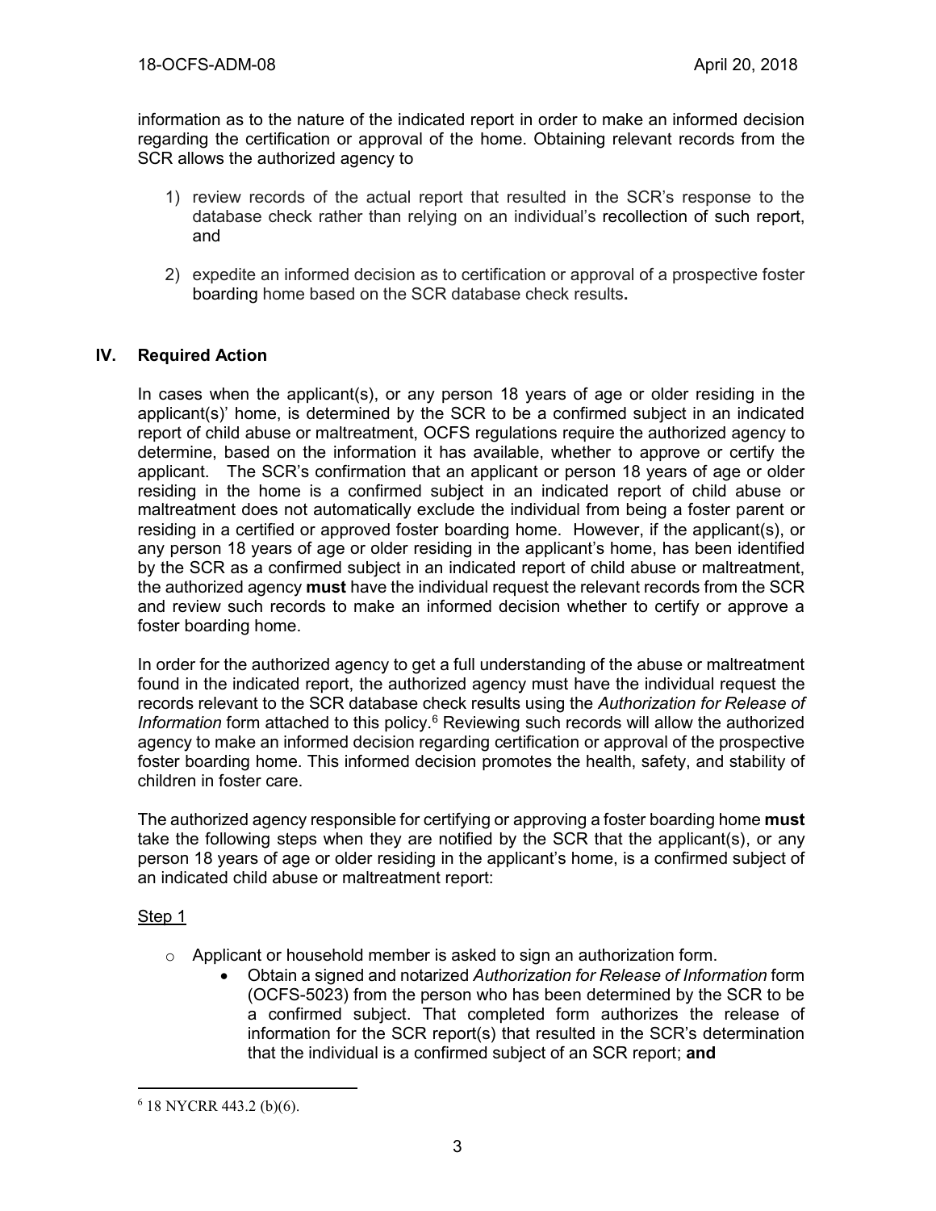information as to the nature of the indicated report in order to make an informed decision regarding the certification or approval of the home. Obtaining relevant records from the SCR allows the authorized agency to

1) review records of the actual report that resulted in the SCR's response to the database check rather than relying on an individual's recollection of such report, and

2) expedite an informed decision as to certification or approval of a prospective foster boarding home based on the SCR database check results**.**

## IV. Required Action

In cases when the applicant(s), or any person 18 years of age or older residing in the applicant(s)' home, is determined by the SCR to be a confirmed subject in an indicated report of child abuse or maltreatment, OCFS regulations require the authorized agency to determine, based on the information it has available, whether to approve or certify the applicant. The SCR's confirmation that an applicant or person 18 years of age or older residing in the home is a confirmed subject in an indicated report of child abuse or maltreatment does not automatically exclude the individual from being a foster parent or residing in a certified or approved foster boarding home. However, if the applicant(s), or any person 18 years of age or older residing in the applicant's home, has been identified by the SCR as a confirmed subject in an indicated report of child abuse or maltreatment, the authorized agency **must** have the individual request the relevant records from the SCR and review such records to make an informed decision whether to certify or approve a foster boarding home.

In order for the authorized agency to get a full understanding of the abuse or maltreatment found in the indicated report, the authorized agency must have the individual request the records relevant to the SCR database check results using the *Authorization for Release of Information* form attached to this policy.[6] Reviewing such records will allow the authorized agency to make an informed decision regarding certification or approval of the prospective foster boarding home. This informed decision promotes the health, safety, and stability of children in foster care.

The authorized agency responsible for certifying or approving a foster boarding home **must** take the following steps when they are notified by the SCR that the applicant(s), or any person 18 years of age or older residing in the applicant's home, is a confirmed subject of an indicated child abuse or maltreatment report:

<u>Step 1</u>

- Applicant or household member is asked to sign an authorization form.
  - Obtain a signed and notarized *Authorization for Release of Information* form (OCFS-5023) from the person who has been determined by the SCR to be a confirmed subject. That completed form authorizes the release of information for the SCR report(s) that resulted in the SCR's determination that the individual is a confirmed subject of an SCR report; **and**

---

[6] 18 NYCRR 443.2 (b)(6).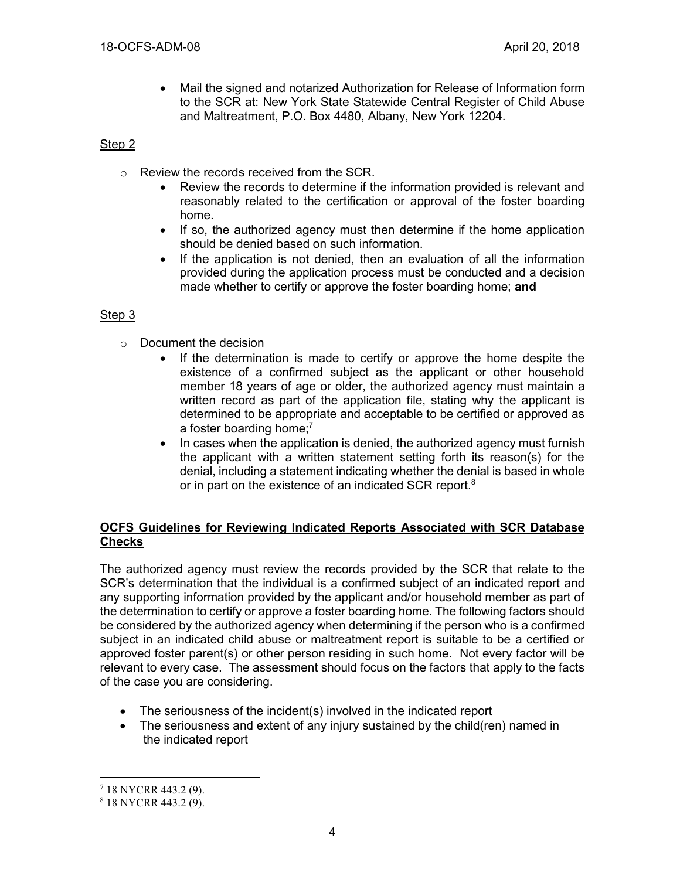- Mail the signed and notarized Authorization for Release of Information form to the SCR at: New York State Statewide Central Register of Child Abuse and Maltreatment, P.O. Box 4480, Albany, New York 12204.

<u>Step 2</u>

- Review the records received from the SCR.
  - Review the records to determine if the information provided is relevant and reasonably related to the certification or approval of the foster boarding home.
  - If so, the authorized agency must then determine if the home application should be denied based on such information.
  - If the application is not denied, then an evaluation of all the information provided during the application process must be conducted and a decision made whether to certify or approve the foster boarding home; **and**

<u>Step 3</u>

- Document the decision
  - If the determination is made to certify or approve the home despite the existence of a confirmed subject as the applicant or other household member 18 years of age or older, the authorized agency must maintain a written record as part of the application file, stating why the applicant is determined to be appropriate and acceptable to be certified or approved as a foster boarding home;[7]
  - In cases when the application is denied, the authorized agency must furnish the applicant with a written statement setting forth its reason(s) for the denial, including a statement indicating whether the denial is based in whole or in part on the existence of an indicated SCR report.[8]

## OCFS Guidelines for Reviewing Indicated Reports Associated with SCR Database Checks

The authorized agency must review the records provided by the SCR that relate to the SCR's determination that the individual is a confirmed subject of an indicated report and any supporting information provided by the applicant and/or household member as part of the determination to certify or approve a foster boarding home. The following factors should be considered by the authorized agency when determining if the person who is a confirmed subject in an indicated child abuse or maltreatment report is suitable to be a certified or approved foster parent(s) or other person residing in such home. Not every factor will be relevant to every case. The assessment should focus on the factors that apply to the facts of the case you are considering.

- The seriousness of the incident(s) involved in the indicated report
- The seriousness and extent of any injury sustained by the child(ren) named in the indicated report

---

[7] 18 NYCRR 443.2 (9).

[8] 18 NYCRR 443.2 (9).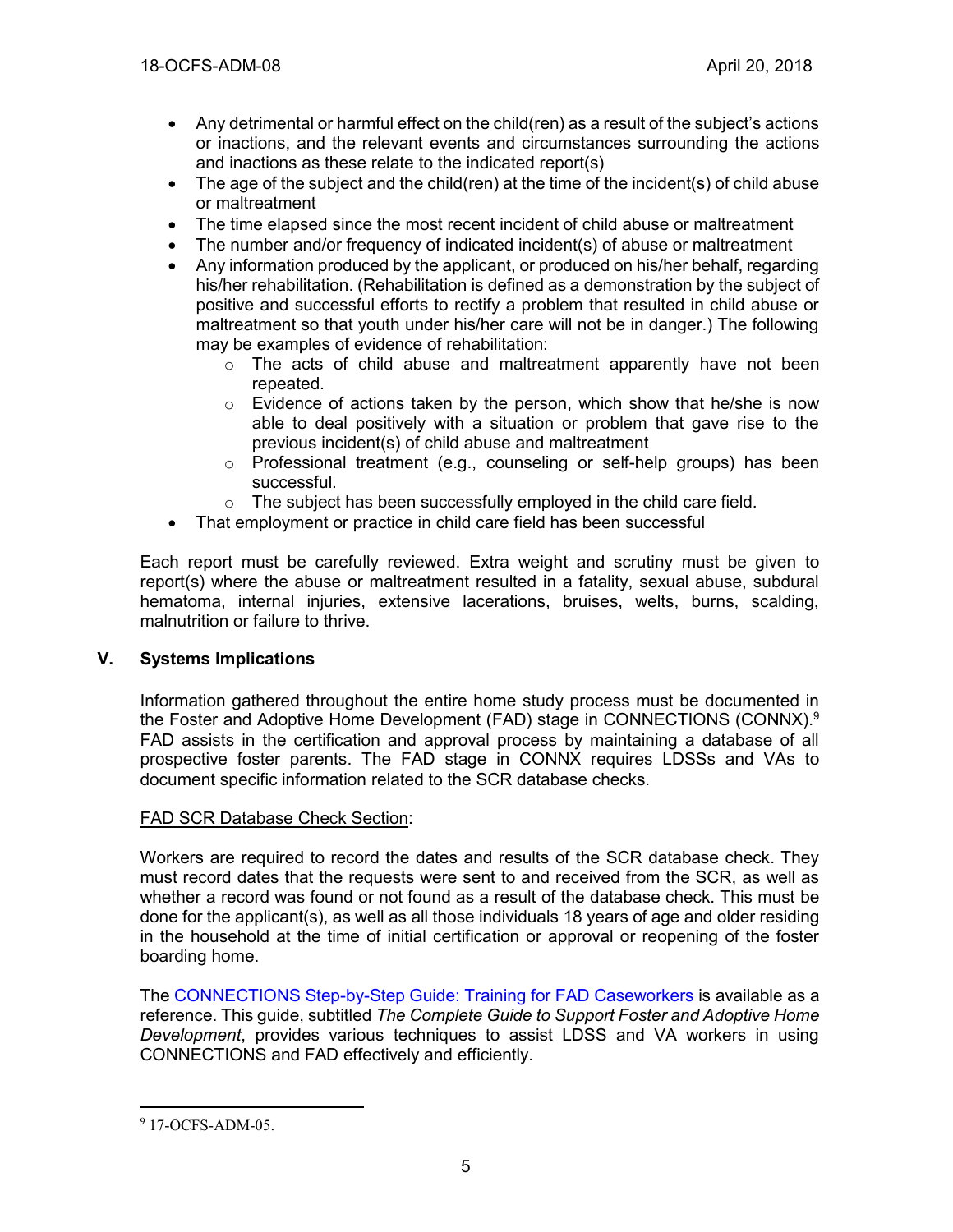- Any detrimental or harmful effect on the child(ren) as a result of the subject's actions or inactions, and the relevant events and circumstances surrounding the actions and inactions as these relate to the indicated report(s)
- The age of the subject and the child(ren) at the time of the incident(s) of child abuse or maltreatment
- The time elapsed since the most recent incident of child abuse or maltreatment
- The number and/or frequency of indicated incident(s) of abuse or maltreatment
- Any information produced by the applicant, or produced on his/her behalf, regarding his/her rehabilitation. (Rehabilitation is defined as a demonstration by the subject of positive and successful efforts to rectify a problem that resulted in child abuse or maltreatment so that youth under his/her care will not be in danger.) The following may be examples of evidence of rehabilitation:
    - The acts of child abuse and maltreatment apparently have not been repeated.
    - Evidence of actions taken by the person, which show that he/she is now able to deal positively with a situation or problem that gave rise to the previous incident(s) of child abuse and maltreatment
    - Professional treatment (e.g., counseling or self-help groups) has been successful.
    - The subject has been successfully employed in the child care field.
- That employment or practice in child care field has been successful

Each report must be carefully reviewed. Extra weight and scrutiny must be given to report(s) where the abuse or maltreatment resulted in a fatality, sexual abuse, subdural hematoma, internal injuries, extensive lacerations, bruises, welts, burns, scalding, malnutrition or failure to thrive.

## V. Systems Implications

Information gathered throughout the entire home study process must be documented in the Foster and Adoptive Home Development (FAD) stage in CONNECTIONS (CONNX).[9] FAD assists in the certification and approval process by maintaining a database of all prospective foster parents. The FAD stage in CONNX requires LDSSs and VAs to document specific information related to the SCR database checks.

FAD SCR Database Check Section:

Workers are required to record the dates and results of the SCR database check. They must record dates that the requests were sent to and received from the SCR, as well as whether a record was found or not found as a result of the database check. This must be done for the applicant(s), as well as all those individuals 18 years of age and older residing in the household at the time of initial certification or approval or reopening of the foster boarding home.

The CONNECTIONS Step-by-Step Guide: Training for FAD Caseworkers is available as a reference. This guide, subtitled *The Complete Guide to Support Foster and Adoptive Home Development*, provides various techniques to assist LDSS and VA workers in using CONNECTIONS and FAD effectively and efficiently.

---

[9] 17-OCFS-ADM-05.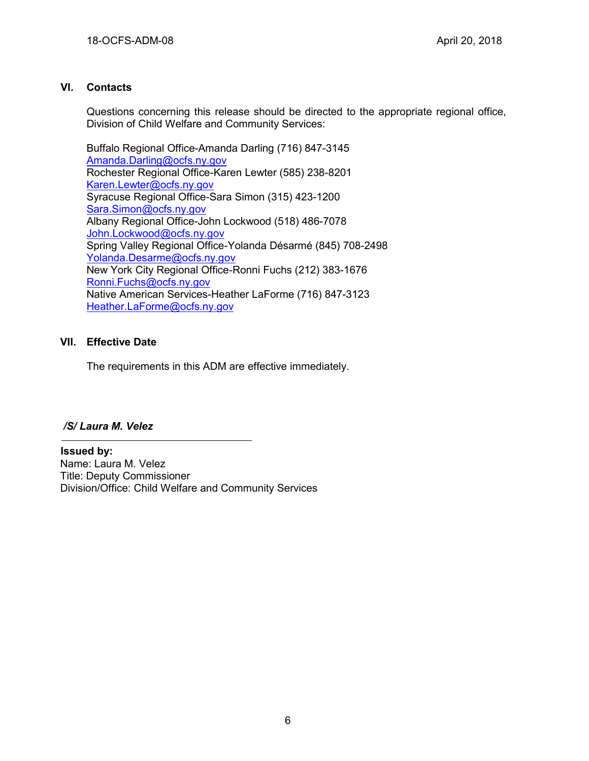## VI. Contacts

Questions concerning this release should be directed to the appropriate regional office, Division of Child Welfare and Community Services:

Buffalo Regional Office-Amanda Darling (716) 847-3145
Amanda.Darling@ocfs.ny.gov
Rochester Regional Office-Karen Lewter (585) 238-8201
Karen.Lewter@ocfs.ny.gov
Syracuse Regional Office-Sara Simon (315) 423-1200
Sara.Simon@ocfs.ny.gov
Albany Regional Office-John Lockwood (518) 486-7078
John.Lockwood@ocfs.ny.gov
Spring Valley Regional Office-Yolanda Désarmé (845) 708-2498
Yolanda.Desarme@ocfs.ny.gov
New York City Regional Office-Ronni Fuchs (212) 383-1676
Ronni.Fuchs@ocfs.ny.gov
Native American Services-Heather LaForme (716) 847-3123
Heather.LaForme@ocfs.ny.gov

## VII. Effective Date

The requirements in this ADM are effective immediately.

***/S/ Laura M. Velez***

**Issued by:**
Name: Laura M. Velez
Title: Deputy Commissioner
Division/Office: Child Welfare and Community Services